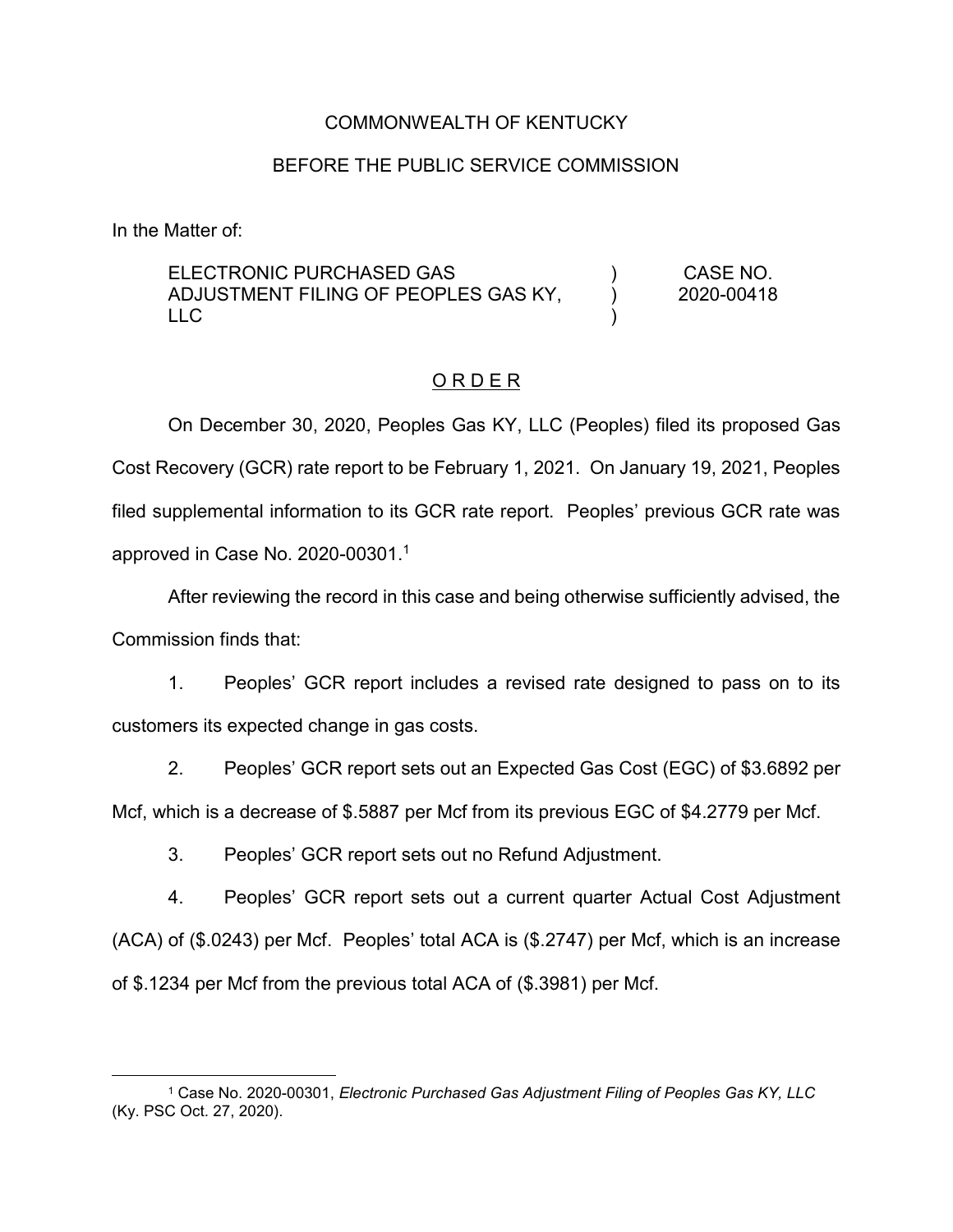COMMONWEALTH OF KENTUCKY

BEFORE THE PUBLIC SERVICE COMMISSION

In the Matter of:

| | | |
|---|---|---|
| ELECTRONIC PURCHASED GAS ADJUSTMENT FILING OF PEOPLES GAS KY, LLC | ) ) ) | CASE NO. 2020-00418 |

## O R D E R

On December 30, 2020, Peoples Gas KY, LLC (Peoples) filed its proposed Gas Cost Recovery (GCR) rate report to be February 1, 2021. On January 19, 2021, Peoples filed supplemental information to its GCR rate report. Peoples' previous GCR rate was approved in Case No. 2020-00301.[1]

After reviewing the record in this case and being otherwise sufficiently advised, the Commission finds that:

1. Peoples' GCR report includes a revised rate designed to pass on to its customers its expected change in gas costs.

2. Peoples' GCR report sets out an Expected Gas Cost (EGC) of $3.6892 per Mcf, which is a decrease of $.5887 per Mcf from its previous EGC of $4.2779 per Mcf.

3. Peoples' GCR report sets out no Refund Adjustment.

4. Peoples' GCR report sets out a current quarter Actual Cost Adjustment (ACA) of ($.0243) per Mcf. Peoples' total ACA is ($.2747) per Mcf, which is an increase of $.1234 per Mcf from the previous total ACA of ($.3981) per Mcf.

---

[1] Case No. 2020-00301, *Electronic Purchased Gas Adjustment Filing of Peoples Gas KY, LLC* (Ky. PSC Oct. 27, 2020).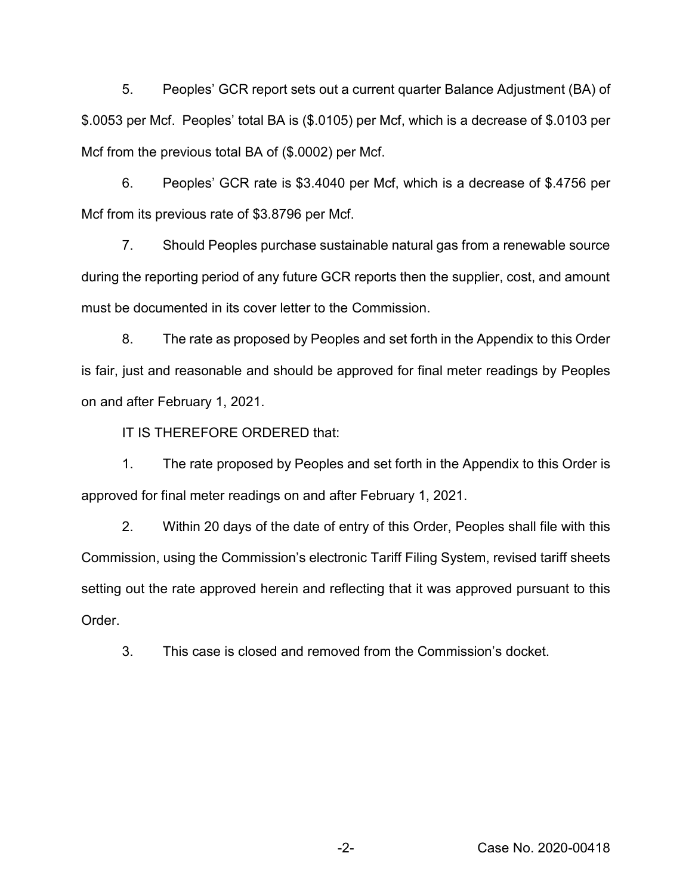5. Peoples' GCR report sets out a current quarter Balance Adjustment (BA) of $.0053 per Mcf. Peoples' total BA is ($.0105) per Mcf, which is a decrease of $.0103 per Mcf from the previous total BA of ($.0002) per Mcf.

6. Peoples' GCR rate is $3.4040 per Mcf, which is a decrease of $.4756 per Mcf from its previous rate of $3.8796 per Mcf.

7. Should Peoples purchase sustainable natural gas from a renewable source during the reporting period of any future GCR reports then the supplier, cost, and amount must be documented in its cover letter to the Commission.

8. The rate as proposed by Peoples and set forth in the Appendix to this Order is fair, just and reasonable and should be approved for final meter readings by Peoples on and after February 1, 2021.

IT IS THEREFORE ORDERED that:

1. The rate proposed by Peoples and set forth in the Appendix to this Order is approved for final meter readings on and after February 1, 2021.

2. Within 20 days of the date of entry of this Order, Peoples shall file with this Commission, using the Commission's electronic Tariff Filing System, revised tariff sheets setting out the rate approved herein and reflecting that it was approved pursuant to this Order.

3. This case is closed and removed from the Commission's docket.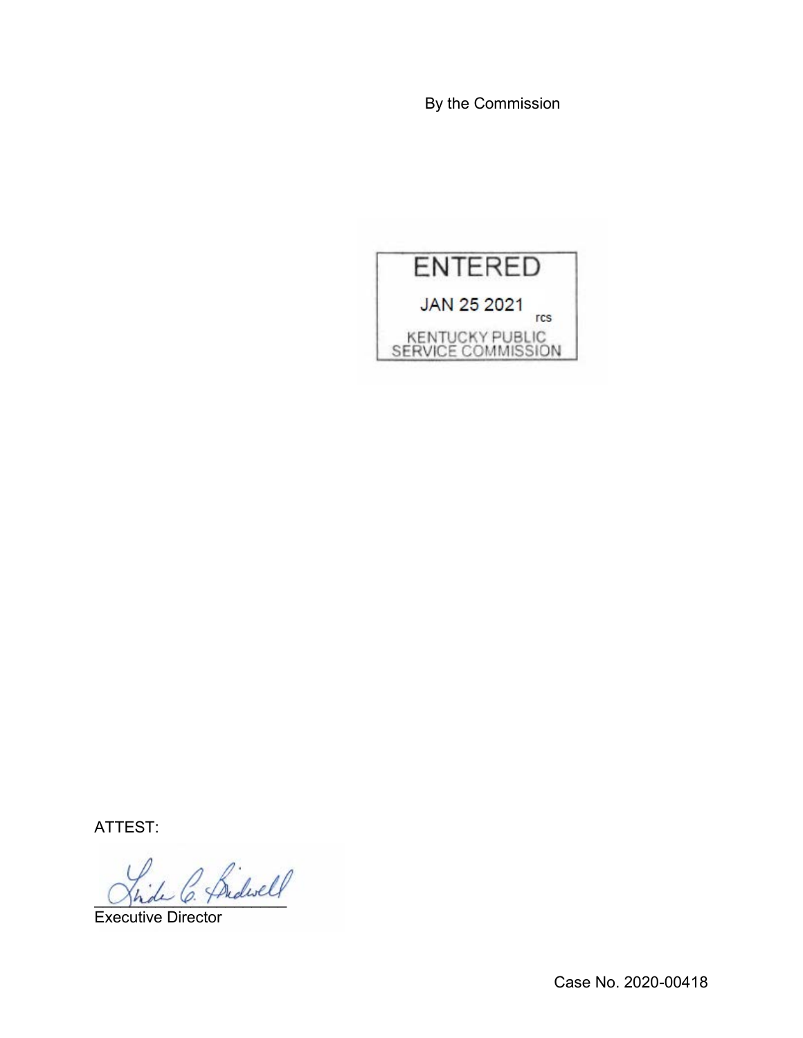By the Commission

ENTERED

JAN 25 2021

rcs

KENTUCKY PUBLIC
SERVICE COMMISSION

ATTEST:

Executive Director

Case No. 2020-00418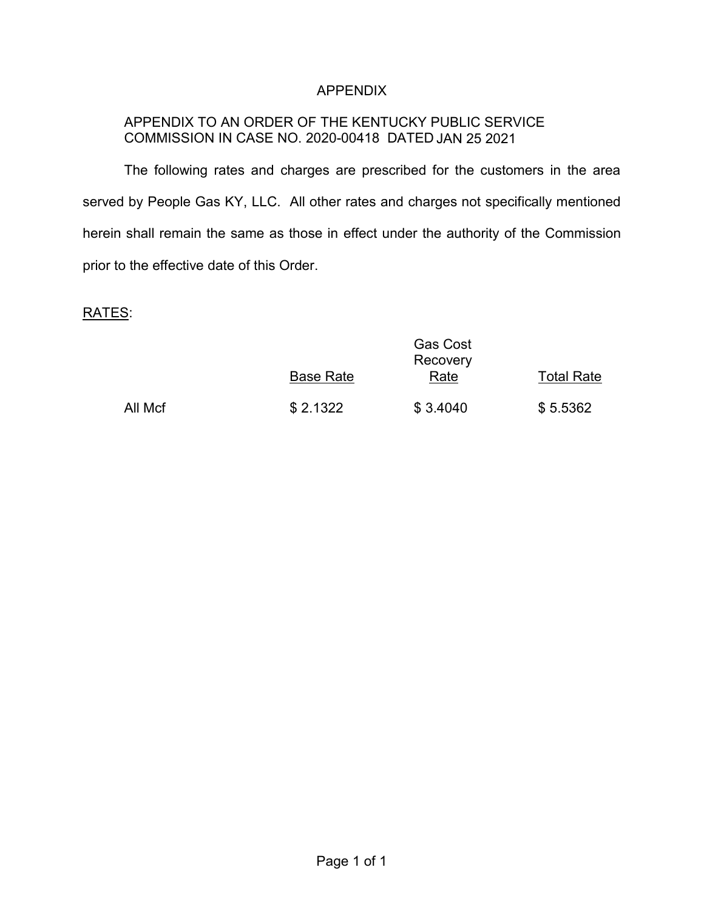# APPENDIX

APPENDIX TO AN ORDER OF THE KENTUCKY PUBLIC SERVICE COMMISSION IN CASE NO. 2020-00418 DATED JAN 25 2021

The following rates and charges are prescribed for the customers in the area served by People Gas KY, LLC. All other rates and charges not specifically mentioned herein shall remain the same as those in effect under the authority of the Commission prior to the effective date of this Order.

RATES:

| | Base Rate | Gas Cost Recovery Rate | Total Rate |
|---|---|---|---|
| All Mcf | $ 2.1322 | $ 3.4040 | $ 5.5362 |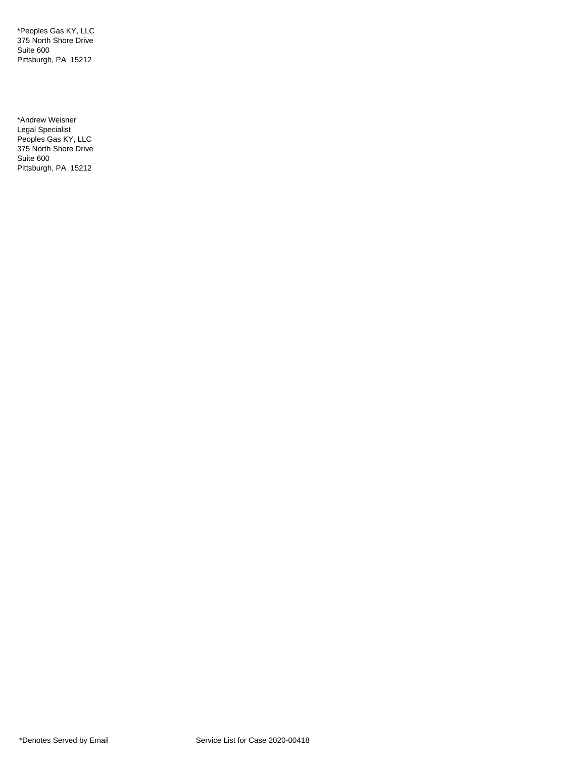*Peoples Gas KY, LLC
375 North Shore Drive
Suite 600
Pittsburgh, PA  15212

*Andrew Weisner
Legal Specialist
Peoples Gas KY, LLC
375 North Shore Drive
Suite 600
Pittsburgh, PA  15212

*Denotes Served by Email

Service List for Case 2020-00418